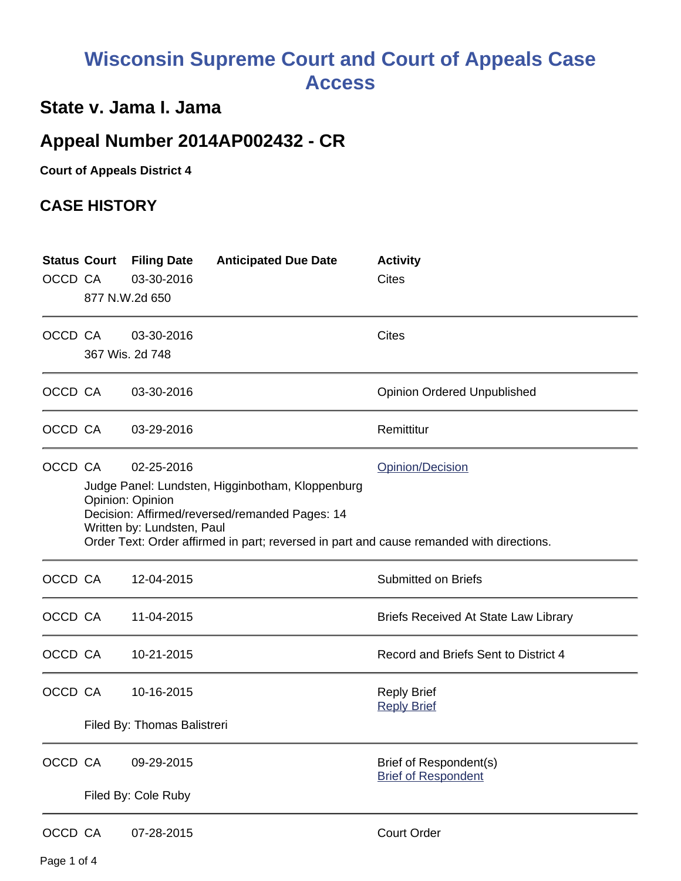# Wisconsin Supreme Court and Court of Appeals Case Access

## State v. Jama I. Jama

## Appeal Number 2014AP002432 - CR

**Court of Appeals District 4**

## CASE HISTORY

| Status | Court | Filing Date | Anticipated Due Date | Activity |
|---|---|---|---|---|
| OCCD | CA | 03-30-2016 | | Cites |
| | 877 N.W.2d 650 | | | |
| OCCD | CA | 03-30-2016 | | Cites |
| | 367 Wis. 2d 748 | | | |
| OCCD | CA | 03-30-2016 | | Opinion Ordered Unpublished |
| OCCD | CA | 03-29-2016 | | Remittitur |
| OCCD | CA | 02-25-2016 | | Opinion/Decision |
| | Judge Panel: Lundsten, Higginbotham, Kloppenburg<br>Opinion: Opinion<br>Decision: Affirmed/reversed/remanded Pages: 14<br>Written by: Lundsten, Paul<br>Order Text: Order affirmed in part; reversed in part and cause remanded with directions. | | | |
| OCCD | CA | 12-04-2015 | | Submitted on Briefs |
| OCCD | CA | 11-04-2015 | | Briefs Received At State Law Library |
| OCCD | CA | 10-21-2015 | | Record and Briefs Sent to District 4 |
| OCCD | CA | 10-16-2015 | | Reply Brief<br>Reply Brief |
| | Filed By: Thomas Balistreri | | | |
| OCCD | CA | 09-29-2015 | | Brief of Respondent(s)<br>Brief of Respondent |
| | Filed By: Cole Ruby | | | |
| OCCD | CA | 07-28-2015 | | Court Order |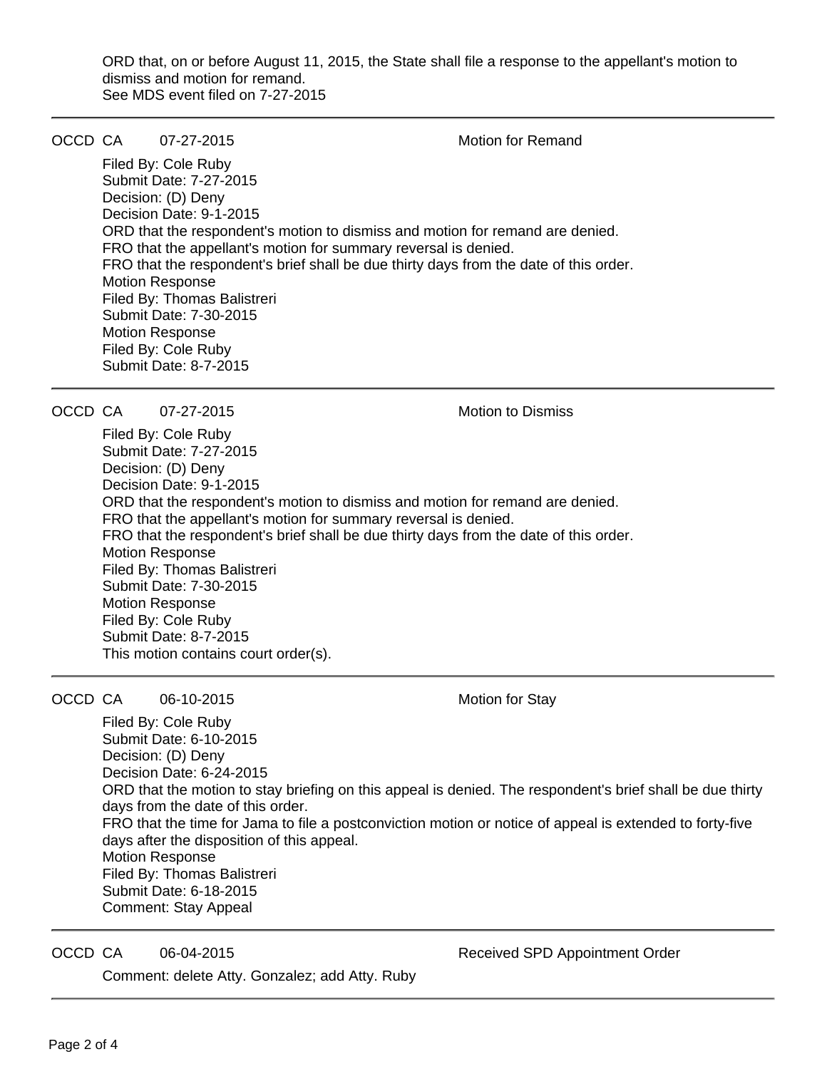ORD that, on or before August 11, 2015, the State shall file a response to the appellant's motion to dismiss and motion for remand.
See MDS event filed on 7-27-2015

---

OCCD CA 07-27-2015 Motion for Remand

Filed By: Cole Ruby
Submit Date: 7-27-2015
Decision: (D) Deny
Decision Date: 9-1-2015
ORD that the respondent's motion to dismiss and motion for remand are denied.
FRO that the appellant's motion for summary reversal is denied.
FRO that the respondent's brief shall be due thirty days from the date of this order.
Motion Response
Filed By: Thomas Balistreri
Submit Date: 7-30-2015
Motion Response
Filed By: Cole Ruby
Submit Date: 8-7-2015

---

OCCD CA 07-27-2015 Motion to Dismiss

Filed By: Cole Ruby
Submit Date: 7-27-2015
Decision: (D) Deny
Decision Date: 9-1-2015
ORD that the respondent's motion to dismiss and motion for remand are denied.
FRO that the appellant's motion for summary reversal is denied.
FRO that the respondent's brief shall be due thirty days from the date of this order.
Motion Response
Filed By: Thomas Balistreri
Submit Date: 7-30-2015
Motion Response
Filed By: Cole Ruby
Submit Date: 8-7-2015
This motion contains court order(s).

---

OCCD CA 06-10-2015 Motion for Stay

Filed By: Cole Ruby
Submit Date: 6-10-2015
Decision: (D) Deny
Decision Date: 6-24-2015
ORD that the motion to stay briefing on this appeal is denied. The respondent's brief shall be due thirty days from the date of this order.
FRO that the time for Jama to file a postconviction motion or notice of appeal is extended to forty-five days after the disposition of this appeal.
Motion Response
Filed By: Thomas Balistreri
Submit Date: 6-18-2015
Comment: Stay Appeal

---

OCCD CA 06-04-2015 Received SPD Appointment Order

Comment: delete Atty. Gonzalez; add Atty. Ruby

---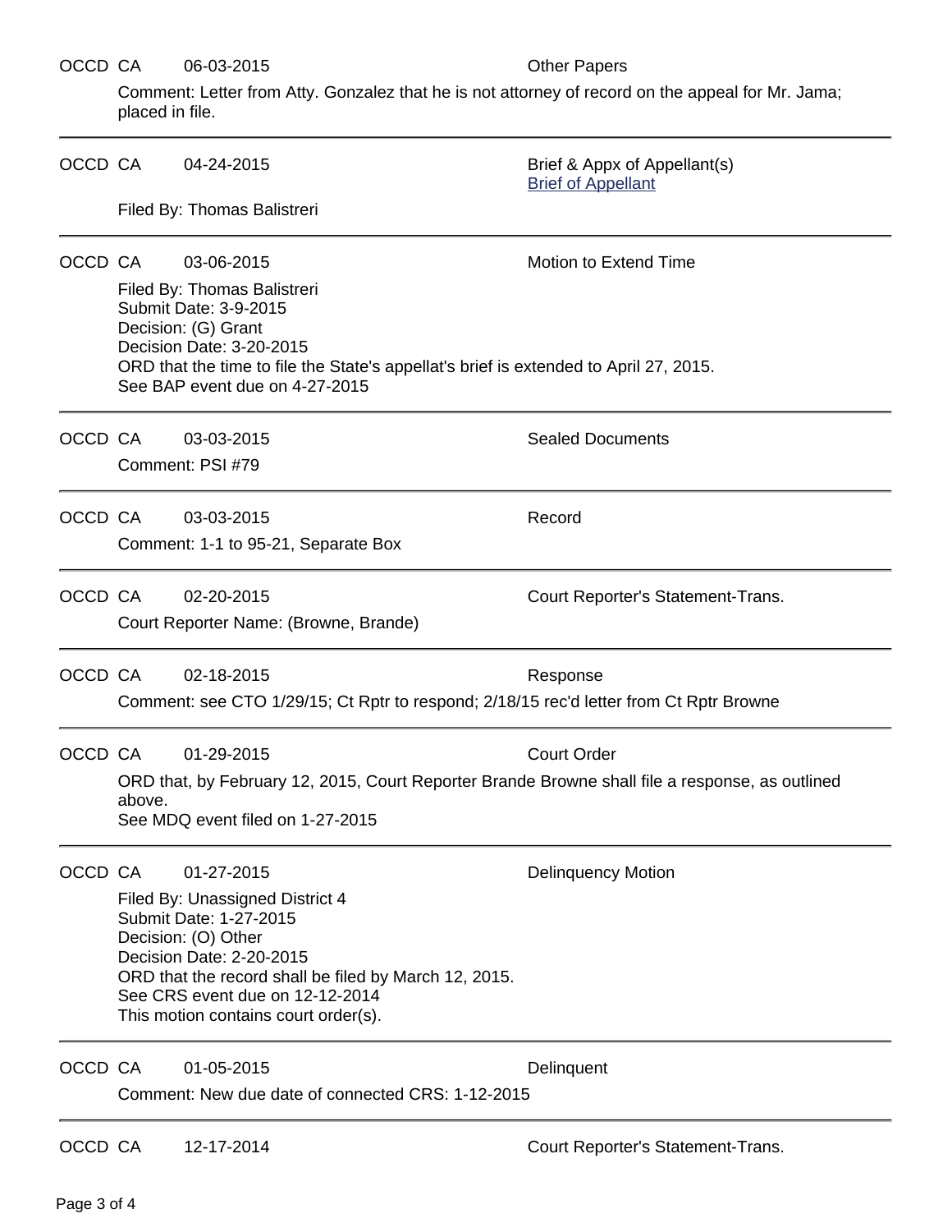OCCD CA 06-03-2015 Other Papers

Comment: Letter from Atty. Gonzalez that he is not attorney of record on the appeal for Mr. Jama; placed in file.

---

OCCD CA 04-24-2015 Brief & Appx of Appellant(s)
Brief of Appellant

Filed By: Thomas Balistreri

---

OCCD CA 03-06-2015 Motion to Extend Time

Filed By: Thomas Balistreri
Submit Date: 3-9-2015
Decision: (G) Grant
Decision Date: 3-20-2015
ORD that the time to file the State's appellat's brief is extended to April 27, 2015.
See BAP event due on 4-27-2015

---

OCCD CA 03-03-2015 Sealed Documents

Comment: PSI #79

---

OCCD CA 03-03-2015 Record

Comment: 1-1 to 95-21, Separate Box

---

OCCD CA 02-20-2015 Court Reporter's Statement-Trans.

Court Reporter Name: (Browne, Brande)

---

OCCD CA 02-18-2015 Response

Comment: see CTO 1/29/15; Ct Rptr to respond; 2/18/15 rec'd letter from Ct Rptr Browne

---

OCCD CA 01-29-2015 Court Order

ORD that, by February 12, 2015, Court Reporter Brande Browne shall file a response, as outlined above.
See MDQ event filed on 1-27-2015

---

OCCD CA 01-27-2015 Delinquency Motion

Filed By: Unassigned District 4
Submit Date: 1-27-2015
Decision: (O) Other
Decision Date: 2-20-2015
ORD that the record shall be filed by March 12, 2015.
See CRS event due on 12-12-2014
This motion contains court order(s).

---

OCCD CA 01-05-2015 Delinquent

Comment: New due date of connected CRS: 1-12-2015

---

OCCD CA 12-17-2014 Court Reporter's Statement-Trans.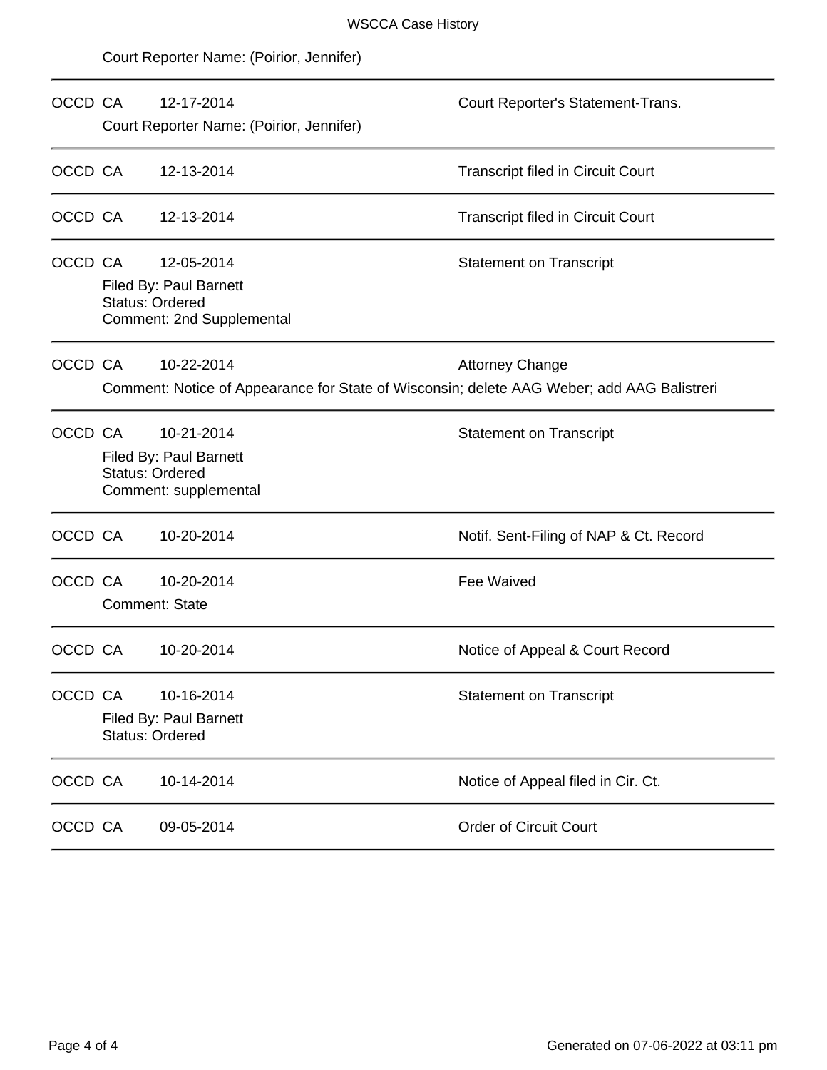Court Reporter Name: (Poirior, Jennifer)

| | | | |
|---|---|---|---|
| OCCD | CA | 12-17-2014 | Court Reporter's Statement-Trans. |
| | | Court Reporter Name: (Poirior, Jennifer) | |
| OCCD | CA | 12-13-2014 | Transcript filed in Circuit Court |
| OCCD | CA | 12-13-2014 | Transcript filed in Circuit Court |
| OCCD | CA | 12-05-2014 | Statement on Transcript |
| | | Filed By: Paul Barnett<br>Status: Ordered<br>Comment: 2nd Supplemental | |
| OCCD | CA | 10-22-2014 | Attorney Change |
| | | Comment: Notice of Appearance for State of Wisconsin; delete AAG Weber; add AAG Balistreri | |
| OCCD | CA | 10-21-2014 | Statement on Transcript |
| | | Filed By: Paul Barnett<br>Status: Ordered<br>Comment: supplemental | |
| OCCD | CA | 10-20-2014 | Notif. Sent-Filing of NAP & Ct. Record |
| OCCD | CA | 10-20-2014 | Fee Waived |
| | | Comment: State | |
| OCCD | CA | 10-20-2014 | Notice of Appeal & Court Record |
| OCCD | CA | 10-16-2014 | Statement on Transcript |
| | | Filed By: Paul Barnett<br>Status: Ordered | |
| OCCD | CA | 10-14-2014 | Notice of Appeal filed in Cir. Ct. |
| OCCD | CA | 09-05-2014 | Order of Circuit Court |